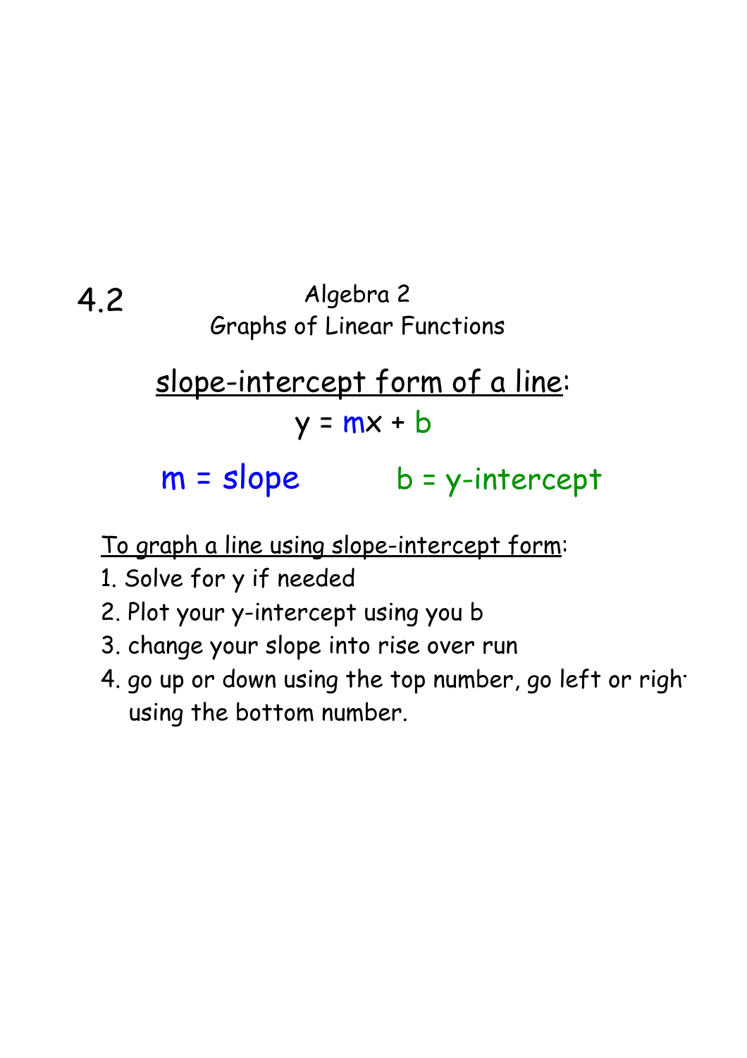4.2

# Algebra 2
## Graphs of Linear Functions

<u>slope-intercept form of a line</u>:

$$y = mx + b$$

m = slope b = y-intercept

<u>To graph a line using slope-intercept form</u>:

1. Solve for y if needed
2. Plot your y-intercept using you b
3. change your slope into rise over run
4. go up or down using the top number, go left or righ using the bottom number.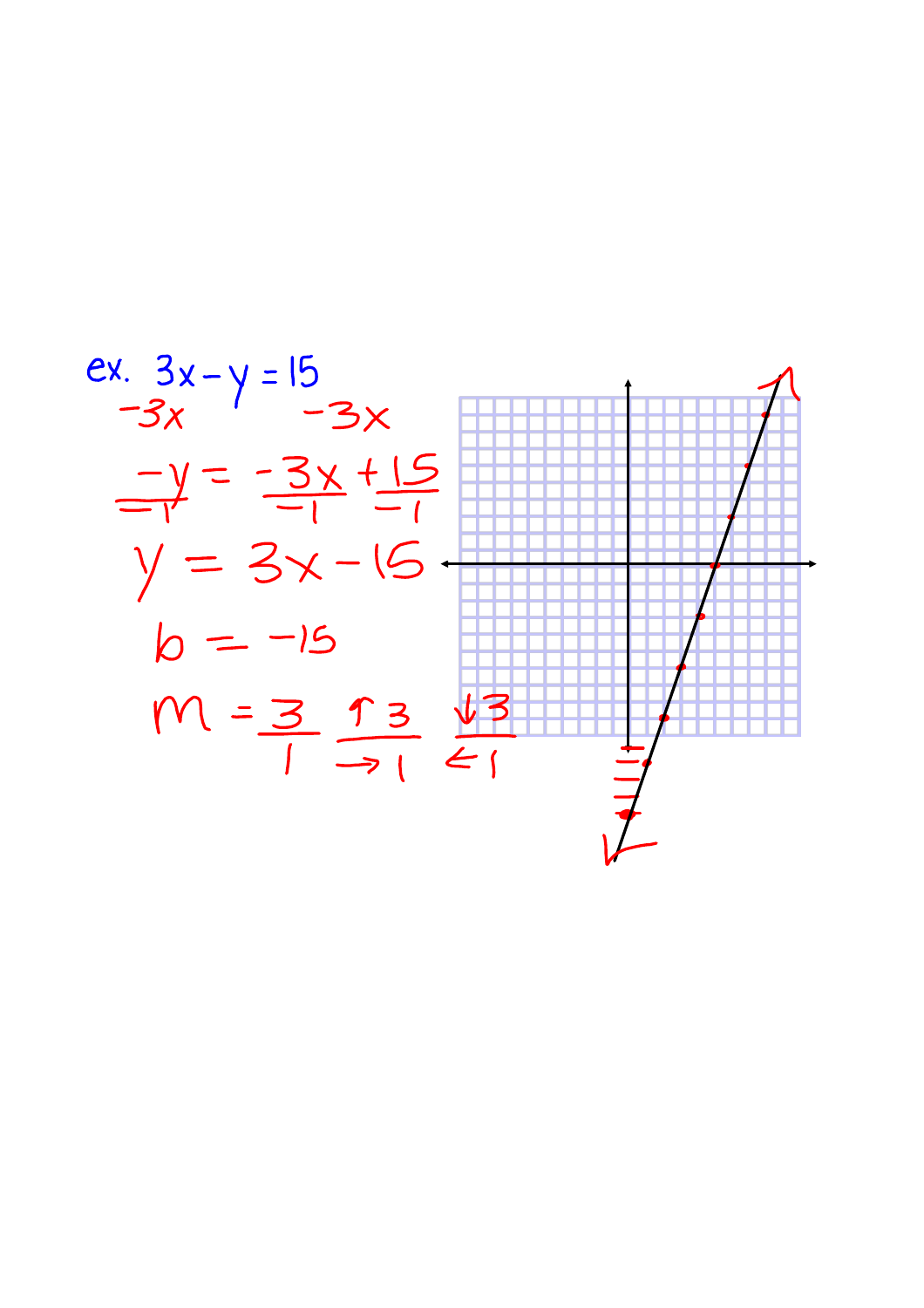ex. $3x - y = 15$

$-3x \qquad -3x$

$$\frac{-y}{-1} = \frac{-3x}{-1} + \frac{15}{-1}$$

$$y = 3x - 15$$

$$b = -15$$

$$m = \frac{3}{1} \quad \frac{\uparrow 3}{\rightarrow 1} \quad \frac{\downarrow 3}{\leftarrow 1}$$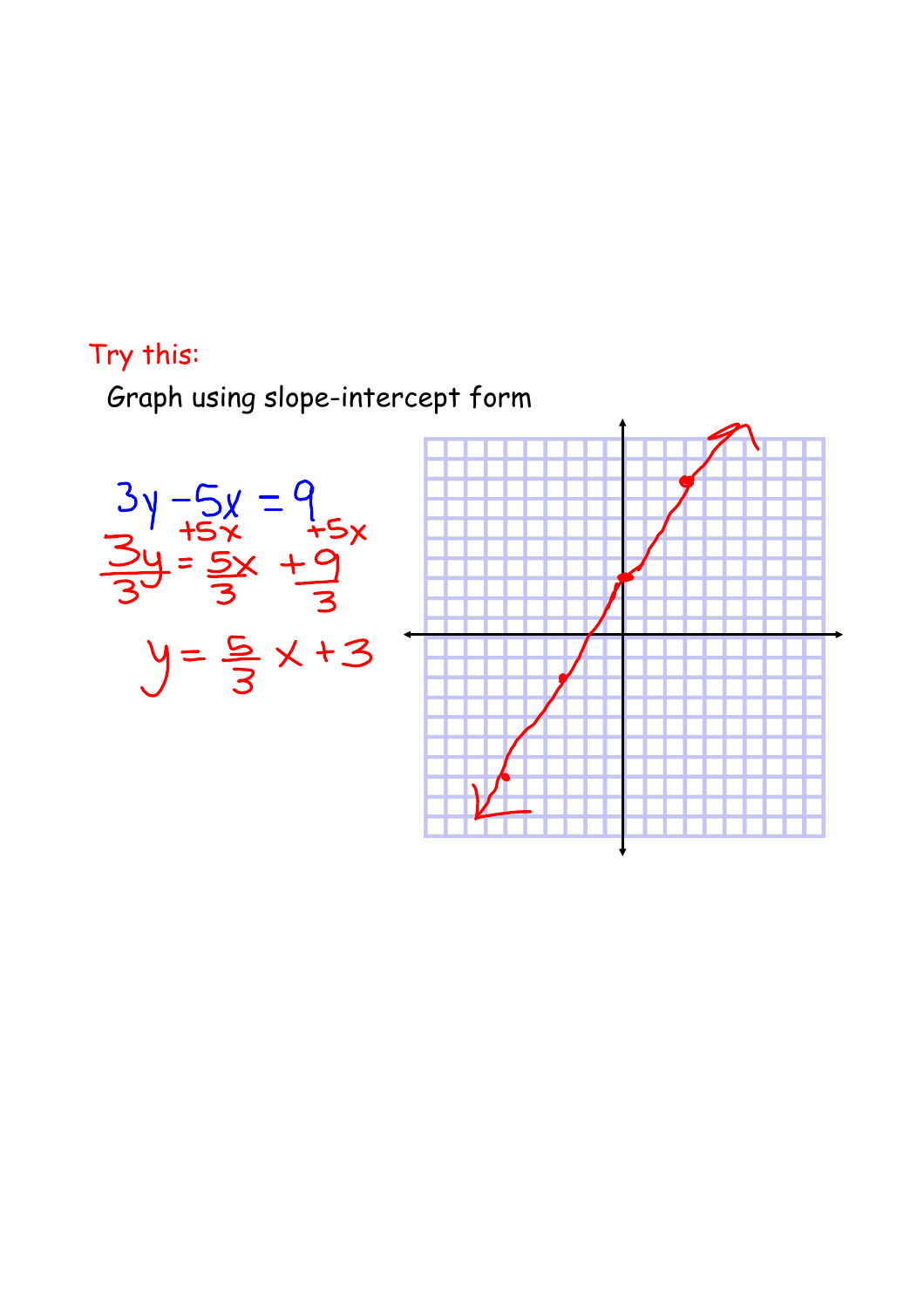Try this:

Graph using slope-intercept form

$$3y - 5x = 9$$

$$+5x \quad\quad +5x$$

$$\frac{3y}{3} = \frac{5x}{3} + \frac{9}{3}$$

$$y = \frac{5}{3}x + 3$$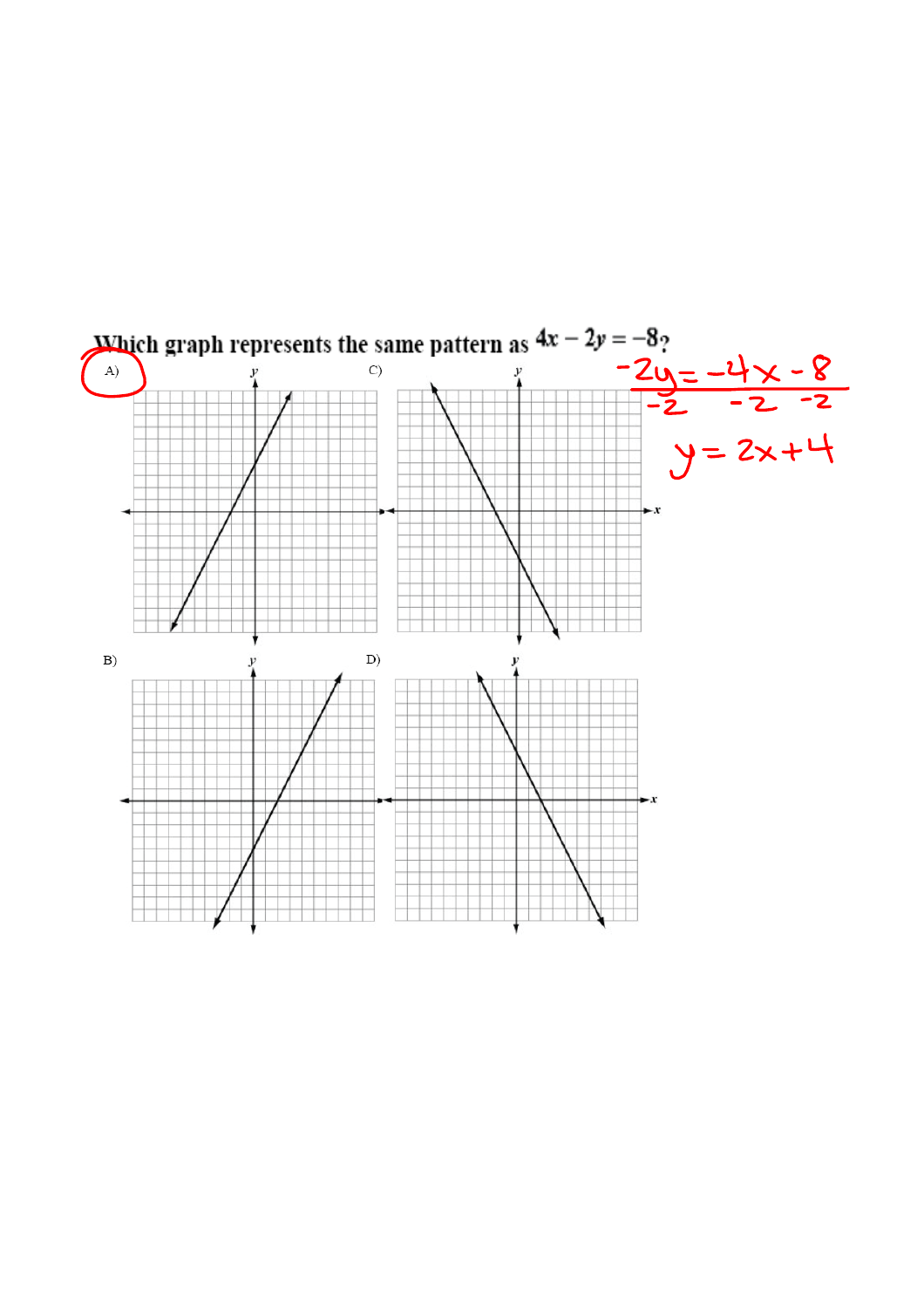Which graph represents the same pattern as $4x - 2y = -8$?

A) (circled)

C)

B)

D)

$$\frac{-2y}{-2} = \frac{-4x}{-2} \frac{-8}{-2}$$

$$y = 2x + 4$$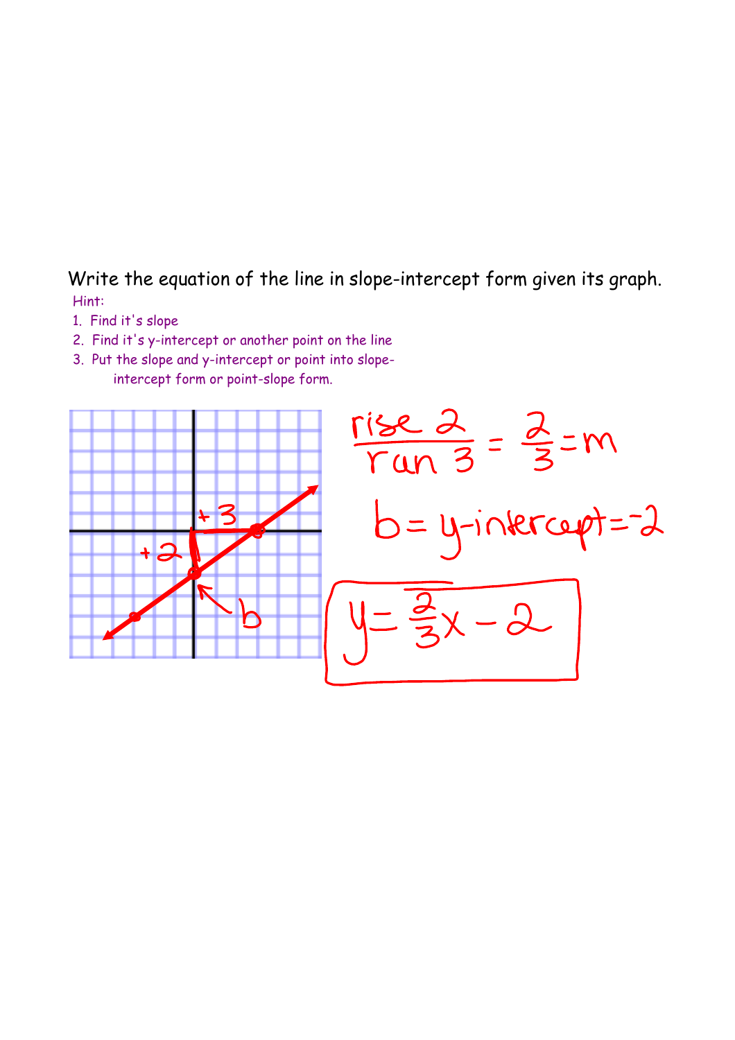Write the equation of the line in slope-intercept form given its graph.

Hint:

1. Find it's slope
2. Find it's y-intercept or another point on the line
3. Put the slope and y-intercept or point into slope-intercept form or point-slope form.

$$\frac{\text{rise } 2}{\text{run } 3} = \frac{2}{3} = m$$

$b = \text{y-intercept} = {}^{-}2$

$$y = \frac{2}{3}x - 2$$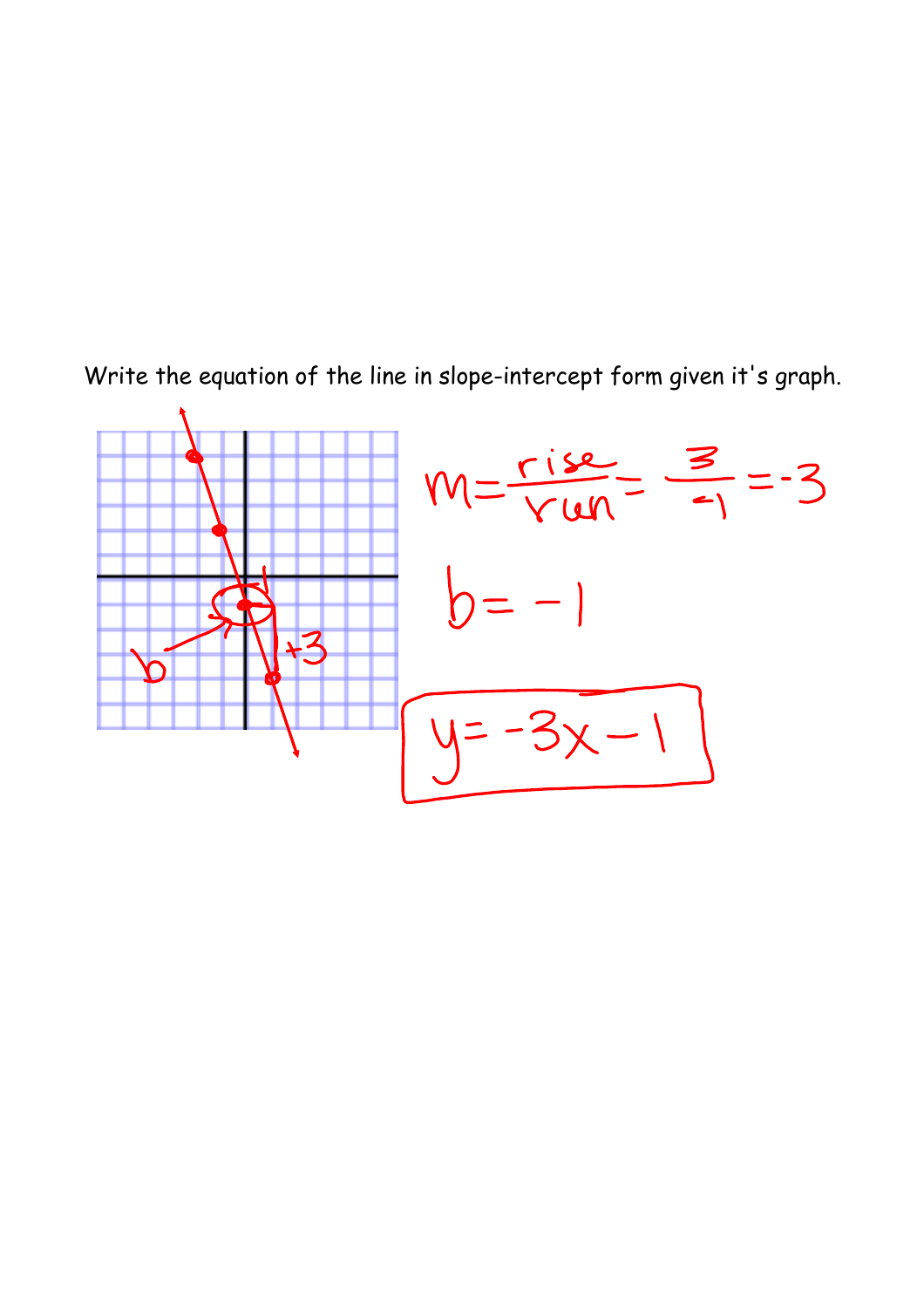Write the equation of the line in slope-intercept form given it's graph.

$$m = \frac{rise}{run} = \frac{3}{-1} = -3$$

$$b = -1$$

$$y = -3x - 1$$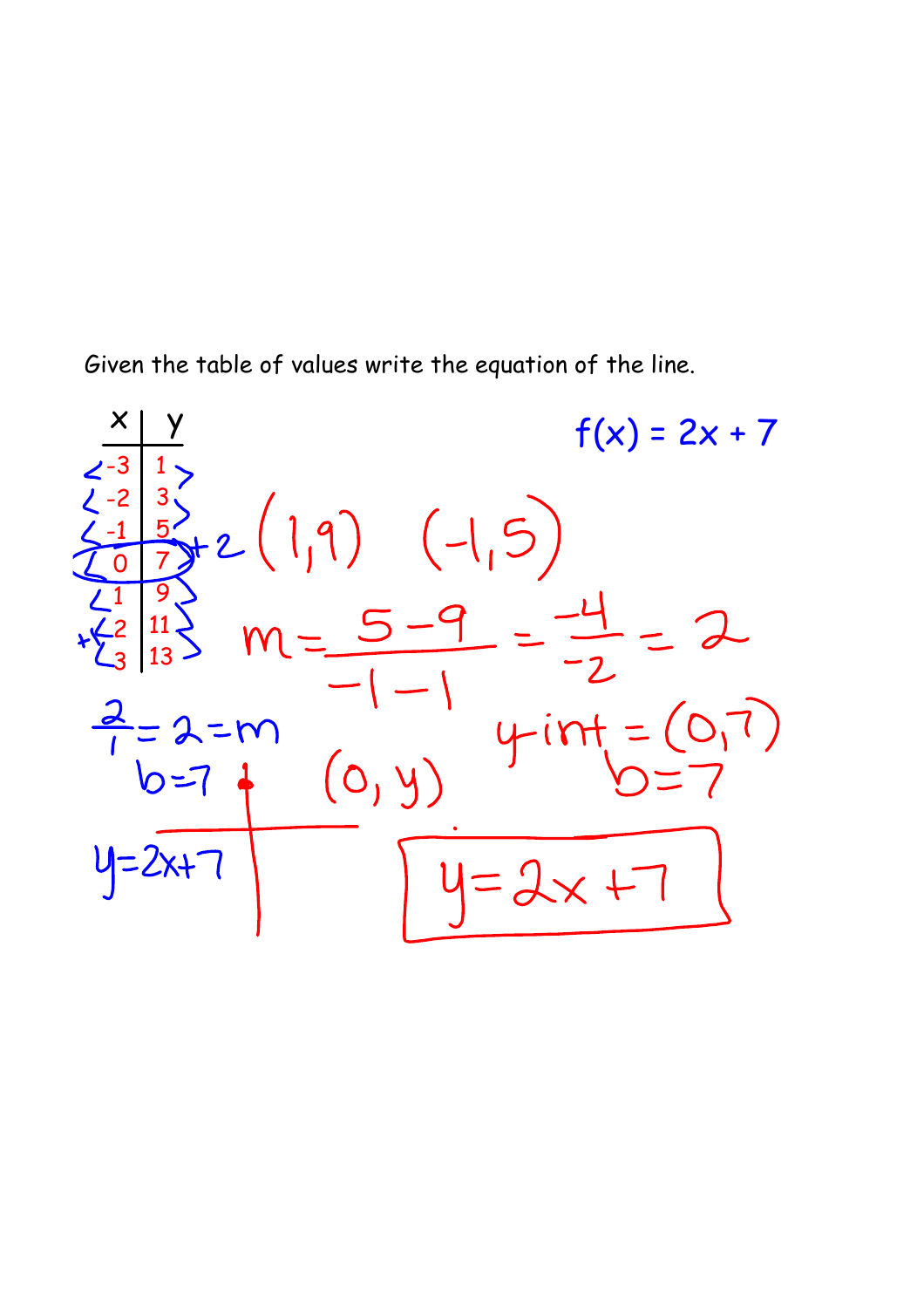Given the table of values write the equation of the line.

| x | y |
|---|---|
| -3 | 1 |
| -2 | 3 |
| -1 | 5 |
| 0 | 7 |
| 1 | 9 |
| 2 | 11 |
| 3 | 13 |

+1 +2

$f(x) = 2x + 7$

$(1, 9) \quad (-1, 5)$

$m = \frac{5-9}{-1-1} = \frac{-4}{-2} = 2$

$\frac{2}{1} = 2 = m$

$b = 7$

$(0, y)$

y-int $= (0, 7)$

$b = 7$

$y = 2x + 7$

$$\boxed{y = 2x + 7}$$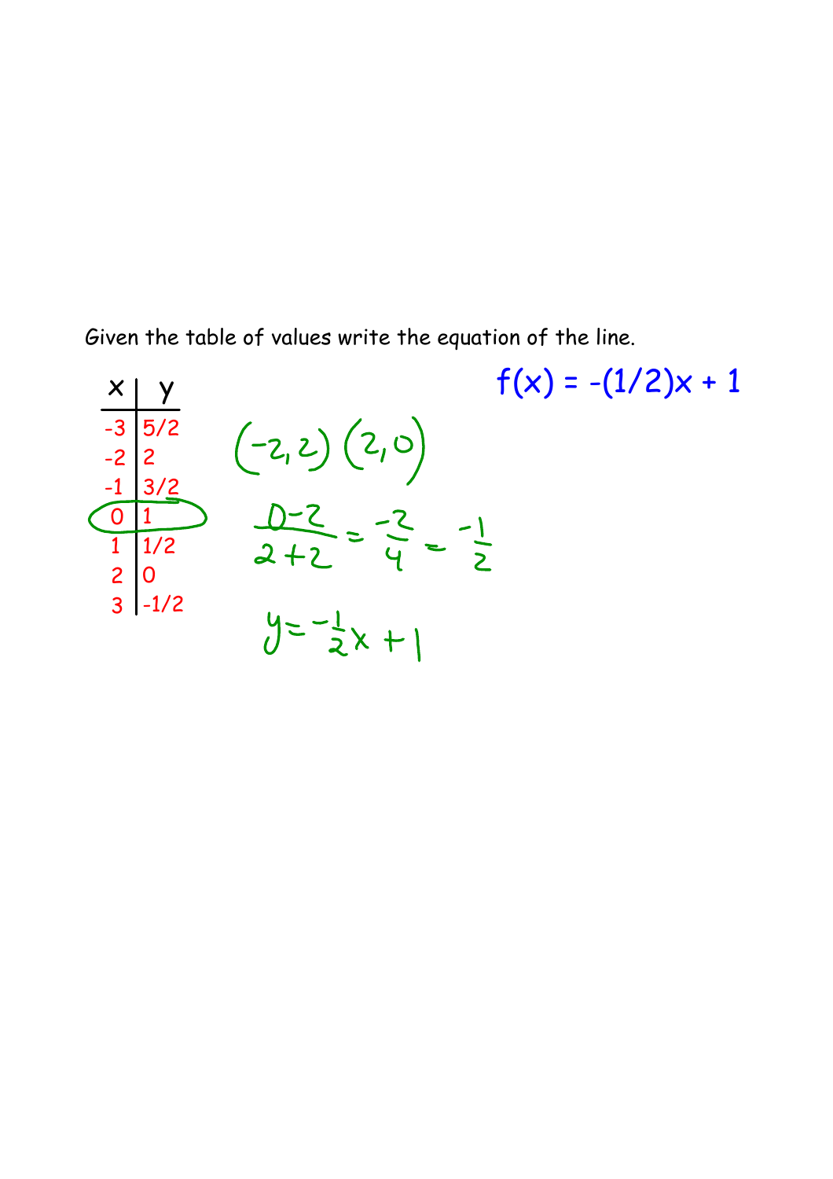Given the table of values write the equation of the line.

| x | y |
|---|---|
| -3 | 5/2 |
| -2 | 2 |
| -1 | 3/2 |
| 0 | 1 |
| 1 | 1/2 |
| 2 | 0 |
| 3 | -1/2 |

$f(x) = -(1/2)x + 1$

$(-2, 2)\ (2, 0)$

$$\frac{0-2}{2+2} = \frac{-2}{4} = -\frac{1}{2}$$

$$y = -\frac{1}{2}x + 1$$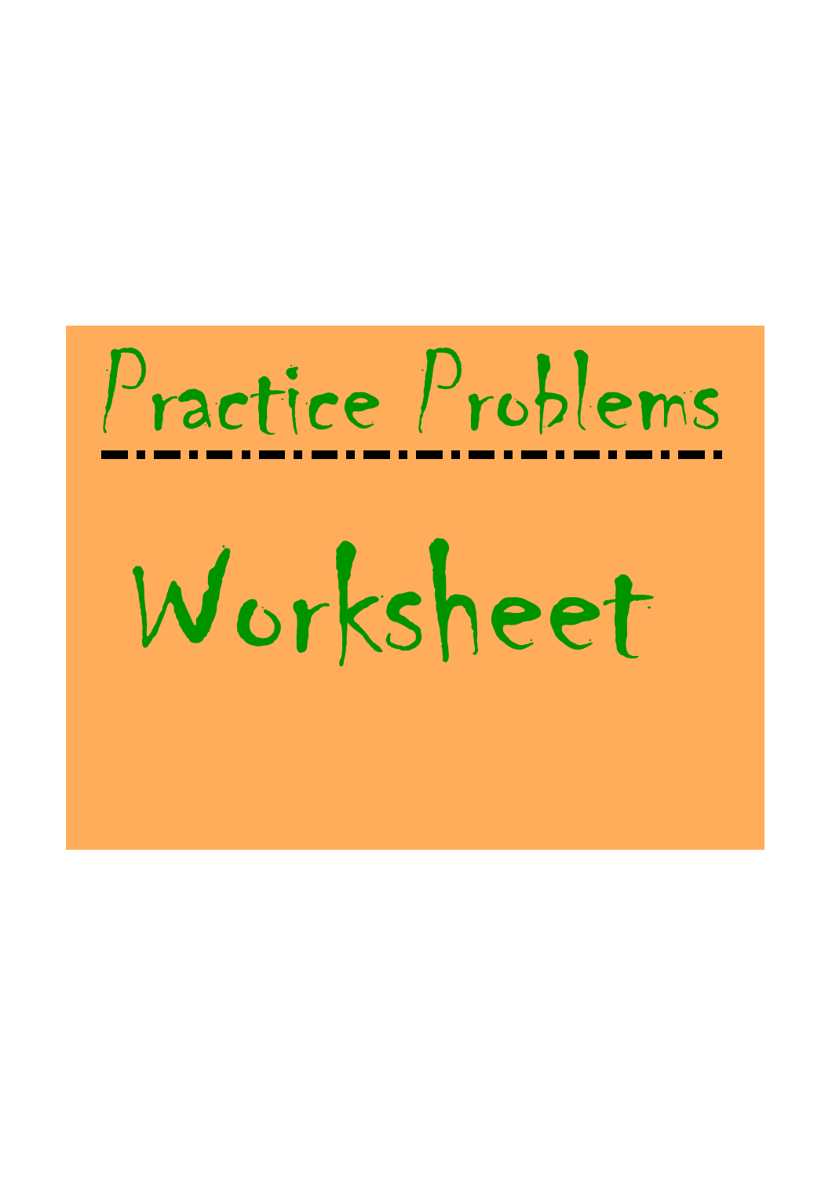# Practice Problems

# Worksheet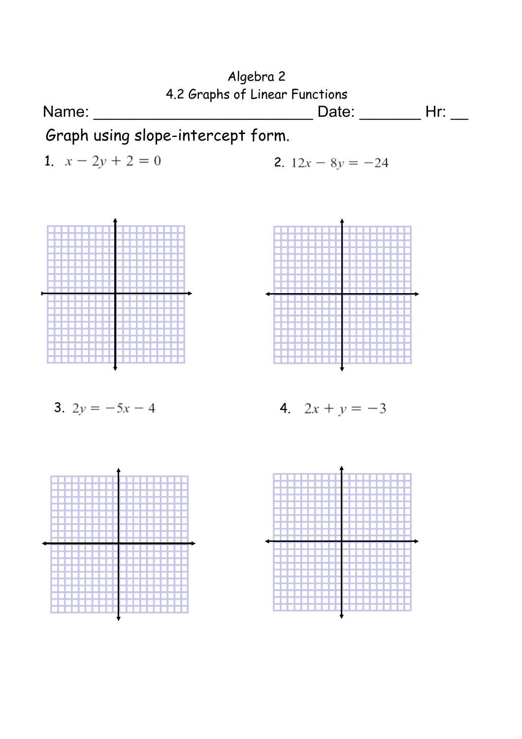Algebra 2

4.2 Graphs of Linear Functions

Name: ___________________________ Date: ________ Hr: __

Graph using slope-intercept form.

1. $x - 2y + 2 = 0$

2. $12x - 8y = -24$

3. $2y = -5x - 4$

4. $2x + y = -3$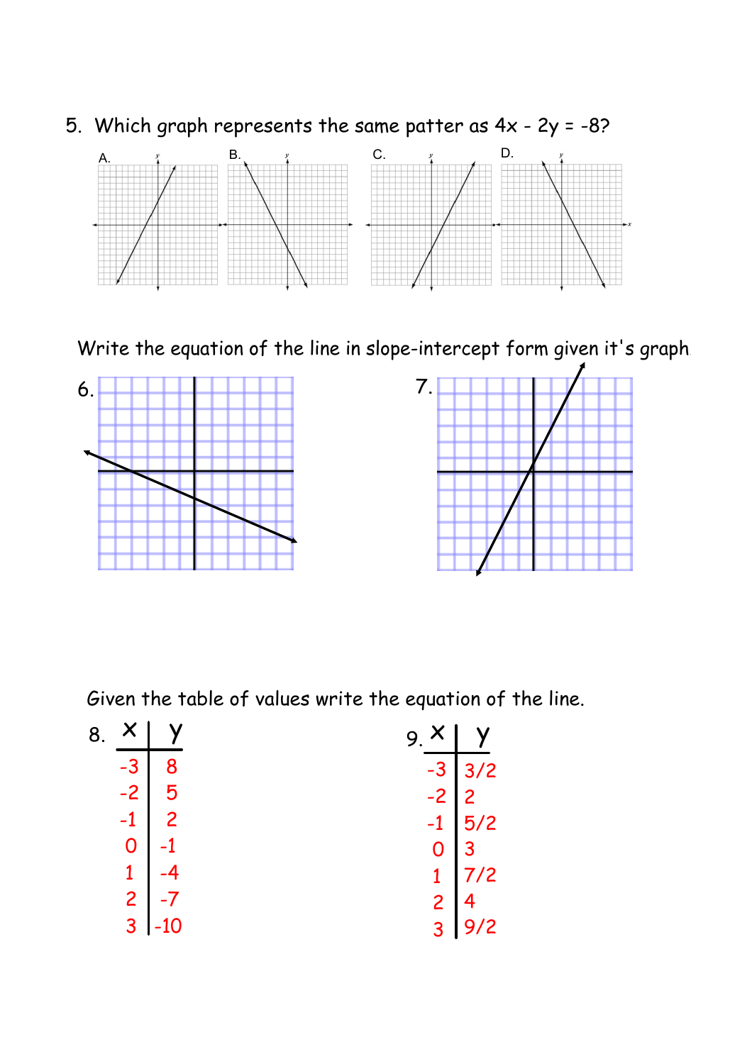5. Which graph represents the same patter as $4x - 2y = -8$?

A.

B.

C.

D.

Write the equation of the line in slope-intercept form given it's graph.

6.

7.

Given the table of values write the equation of the line.

8.

| x | y |
|---|---|
| -3 | 8 |
| -2 | 5 |
| -1 | 2 |
| 0 | -1 |
| 1 | -4 |
| 2 | -7 |
| 3 | -10 |

9.

| x | y |
|---|---|
| -3 | 3/2 |
| -2 | 2 |
| -1 | 5/2 |
| 0 | 3 |
| 1 | 7/2 |
| 2 | 4 |
| 3 | 9/2 |